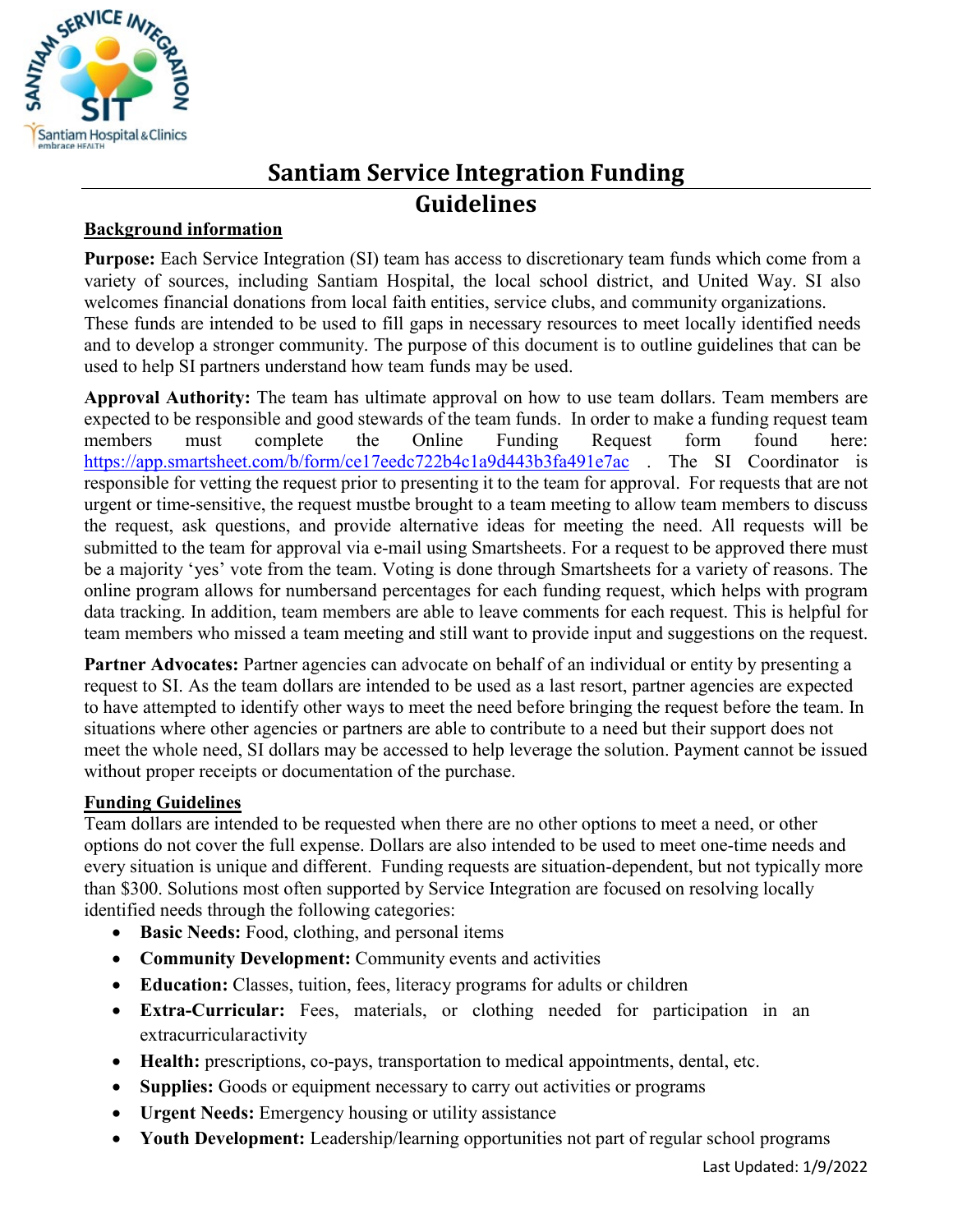# Santiam Service Integration Funding Guidelines

## Background information

**Purpose:** Each Service Integration (SI) team has access to discretionary team funds which come from a variety of sources, including Santiam Hospital, the local school district, and United Way. SI also welcomes financial donations from local faith entities, service clubs, and community organizations. These funds are intended to be used to fill gaps in necessary resources to meet locally identified needs and to develop a stronger community. The purpose of this document is to outline guidelines that can be used to help SI partners understand how team funds may be used.

**Approval Authority:** The team has ultimate approval on how to use team dollars. Team members are expected to be responsible and good stewards of the team funds. In order to make a funding request team members must complete the Online Funding Request form found here: https://app.smartsheet.com/b/form/ce17eedc722b4c1a9d443b3fa491e7ac . The SI Coordinator is responsible for vetting the request prior to presenting it to the team for approval. For requests that are not urgent or time-sensitive, the request mustbe brought to a team meeting to allow team members to discuss the request, ask questions, and provide alternative ideas for meeting the need. All requests will be submitted to the team for approval via e-mail using Smartsheets. For a request to be approved there must be a majority 'yes' vote from the team. Voting is done through Smartsheets for a variety of reasons. The online program allows for numbersand percentages for each funding request, which helps with program data tracking. In addition, team members are able to leave comments for each request. This is helpful for team members who missed a team meeting and still want to provide input and suggestions on the request.

**Partner Advocates:** Partner agencies can advocate on behalf of an individual or entity by presenting a request to SI. As the team dollars are intended to be used as a last resort, partner agencies are expected to have attempted to identify other ways to meet the need before bringing the request before the team. In situations where other agencies or partners are able to contribute to a need but their support does not meet the whole need, SI dollars may be accessed to help leverage the solution. Payment cannot be issued without proper receipts or documentation of the purchase.

## Funding Guidelines

Team dollars are intended to be requested when there are no other options to meet a need, or other options do not cover the full expense. Dollars are also intended to be used to meet one-time needs and every situation is unique and different. Funding requests are situation-dependent, but not typically more than $300. Solutions most often supported by Service Integration are focused on resolving locally identified needs through the following categories:

- **Basic Needs:** Food, clothing, and personal items
- **Community Development:** Community events and activities
- **Education:** Classes, tuition, fees, literacy programs for adults or children
- **Extra-Curricular:** Fees, materials, or clothing needed for participation in an extracurricularactivity
- **Health:** prescriptions, co-pays, transportation to medical appointments, dental, etc.
- **Supplies:** Goods or equipment necessary to carry out activities or programs
- **Urgent Needs:** Emergency housing or utility assistance
- **Youth Development:** Leadership/learning opportunities not part of regular school programs

Last Updated: 1/9/2022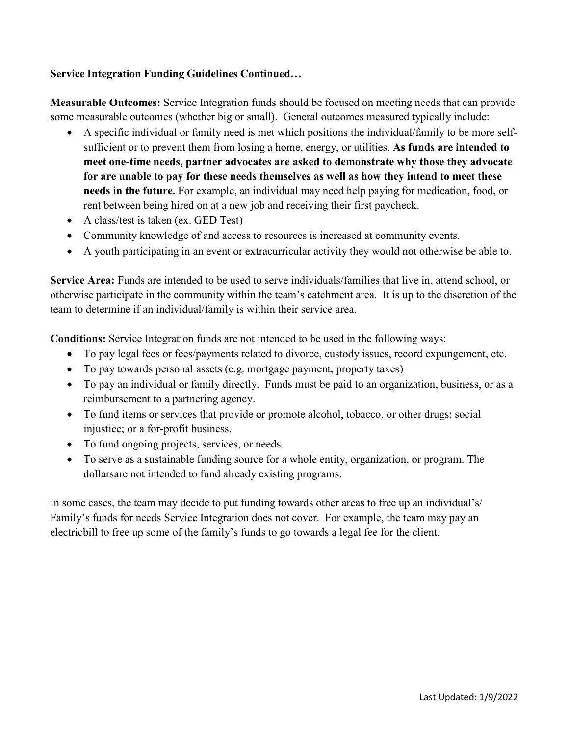**Service Integration Funding Guidelines Continued…**

**Measurable Outcomes:** Service Integration funds should be focused on meeting needs that can provide some measurable outcomes (whether big or small). General outcomes measured typically include:

- A specific individual or family need is met which positions the individual/family to be more self-sufficient or to prevent them from losing a home, energy, or utilities. **As funds are intended to meet one-time needs, partner advocates are asked to demonstrate why those they advocate for are unable to pay for these needs themselves as well as how they intend to meet these needs in the future.** For example, an individual may need help paying for medication, food, or rent between being hired on at a new job and receiving their first paycheck.
- A class/test is taken (ex. GED Test)
- Community knowledge of and access to resources is increased at community events.
- A youth participating in an event or extracurricular activity they would not otherwise be able to.

**Service Area:** Funds are intended to be used to serve individuals/families that live in, attend school, or otherwise participate in the community within the team's catchment area. It is up to the discretion of the team to determine if an individual/family is within their service area.

**Conditions:** Service Integration funds are not intended to be used in the following ways:

- To pay legal fees or fees/payments related to divorce, custody issues, record expungement, etc.
- To pay towards personal assets (e.g. mortgage payment, property taxes)
- To pay an individual or family directly. Funds must be paid to an organization, business, or as a reimbursement to a partnering agency.
- To fund items or services that provide or promote alcohol, tobacco, or other drugs; social injustice; or a for-profit business.
- To fund ongoing projects, services, or needs.
- To serve as a sustainable funding source for a whole entity, organization, or program. The dollarsare not intended to fund already existing programs.

In some cases, the team may decide to put funding towards other areas to free up an individual's/ Family's funds for needs Service Integration does not cover. For example, the team may pay an electricbill to free up some of the family's funds to go towards a legal fee for the client.

Last Updated: 1/9/2022